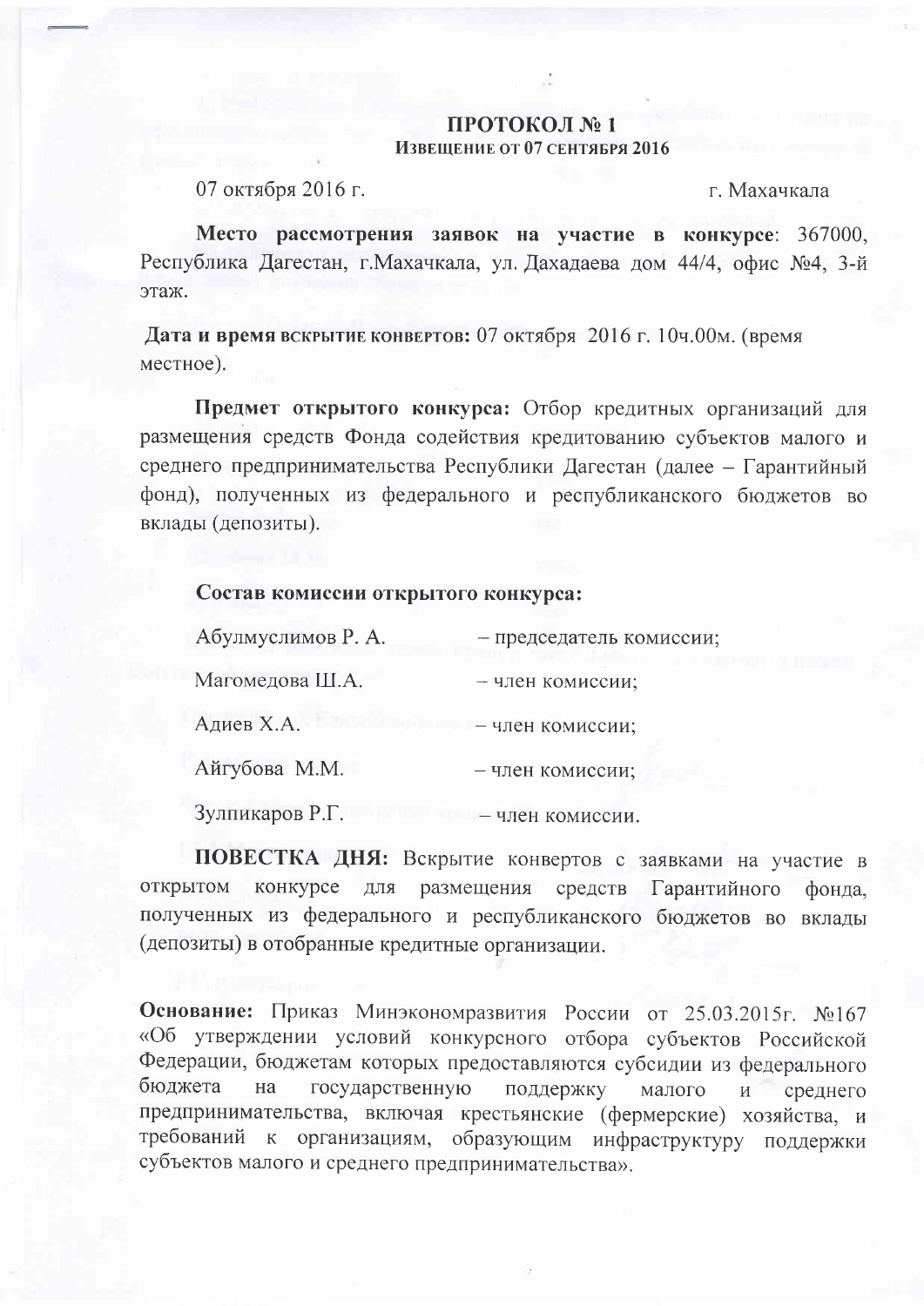# ПРОТОКОЛ № 1

### ИЗВЕЩЕНИЕ ОТ 07 СЕНТЯБРЯ 2016

07 октября 2016 г. г. Махачкала

**Место рассмотрения заявок на участие в конкурсе**: 367000, Республика Дагестан, г.Махачкала, ул. Дахадаева дом 44/4, офис №4, 3-й этаж.

**Дата и время вскрытие конвертов:** 07 октября 2016 г. 10ч.00м. (время местное).

**Предмет открытого конкурса:** Отбор кредитных организаций для размещения средств Фонда содействия кредитованию субъектов малого и среднего предпринимательства Республики Дагестан (далее – Гарантийный фонд), полученных из федерального и республиканского бюджетов во вклады (депозиты).

**Состав комиссии открытого конкурса:**

Абулмуслимов Р. А. – председатель комиссии;

Магомедова Ш.А. – член комиссии;

Адиев Х.А. – член комиссии;

Айгубова М.М. – член комиссии;

Зулпикаров Р.Г. – член комиссии.

**ПОВЕСТКА ДНЯ:** Вскрытие конвертов с заявками на участие в открытом конкурсе для размещения средств Гарантийного фонда, полученных из федерального и республиканского бюджетов во вклады (депозиты) в отобранные кредитные организации.

**Основание:** Приказ Минэкономразвития России от 25.03.2015г. №167 «Об утверждении условий конкурсного отбора субъектов Российской Федерации, бюджетам которых предоставляются субсидии из федерального бюджета на государственную поддержку малого и среднего предпринимательства, включая крестьянские (фермерские) хозяйства, и требований к организациям, образующим инфраструктуру поддержки субъектов малого и среднего предпринимательства».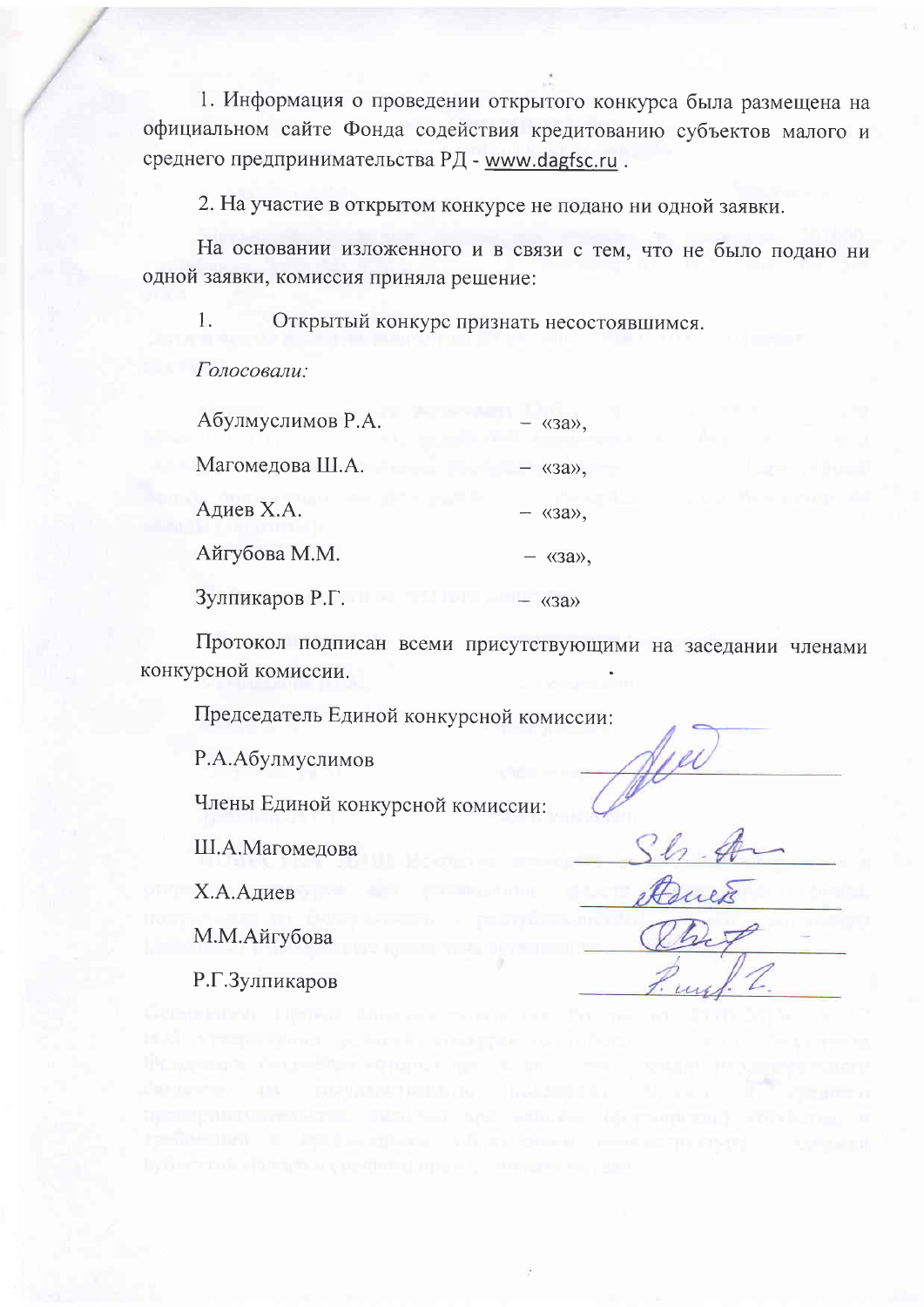1. Информация о проведении открытого конкурса была размещена на официальном сайте Фонда содействия кредитованию субъектов малого и среднего предпринимательства РД - www.dagfsc.ru .

2. На участие в открытом конкурсе не подано ни одной заявки.

На основании изложенного и в связи с тем, что не было подано ни одной заявки, комиссия приняла решение:

1. Открытый конкурс признать несостоявшимся.

*Голосовали:*

| | |
|---|---|
| Абулмуслимов Р.А. | – «за», |
| Магомедова Ш.А. | – «за», |
| Адиев Х.А. | – «за», |
| Айгубова М.М. | – «за», |
| Зулпикаров Р.Г. | – «за» |

Протокол подписан всеми присутствующими на заседании членами конкурсной комиссии.

Председатель Единой конкурсной комиссии:

Р.А.Абулмуслимов ____________________

Члены Единой конкурсной комиссии:

Ш.А.Магомедова ____________________

Х.А.Адиев ____________________

М.М.Айгубова ____________________

Р.Г.Зулпикаров ____________________